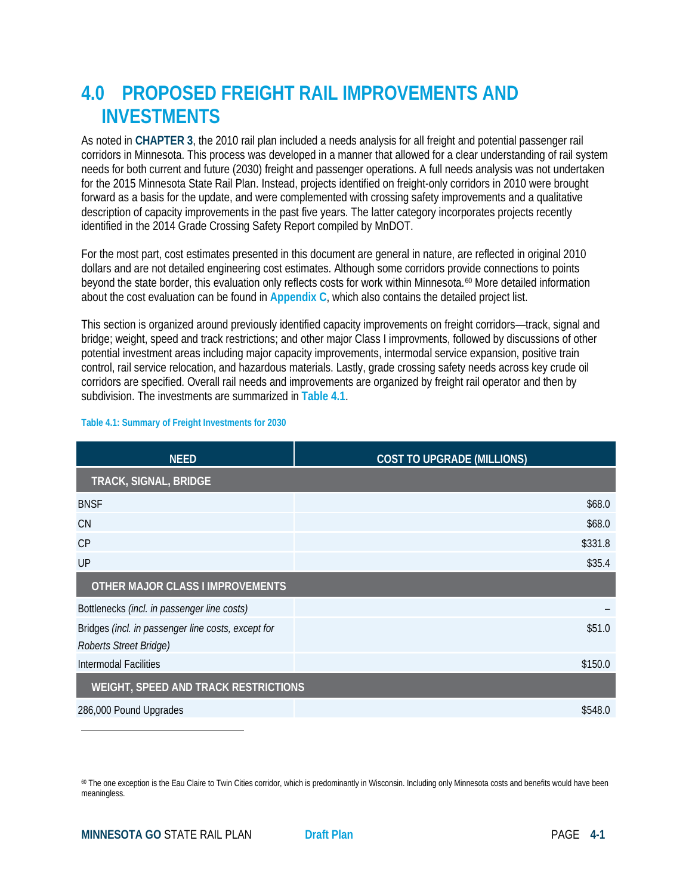# 4.0 PROPOSED FREIGHT RAIL IMPROVEMENTS AND INVESTMENTS

As noted in **CHAPTER 3**, the 2010 rail plan included a needs analysis for all freight and potential passenger rail corridors in Minnesota. This process was developed in a manner that allowed for a clear understanding of rail system needs for both current and future (2030) freight and passenger operations. A full needs analysis was not undertaken for the 2015 Minnesota State Rail Plan. Instead, projects identified on freight-only corridors in 2010 were brought forward as a basis for the update, and were complemented with crossing safety improvements and a qualitative description of capacity improvements in the past five years. The latter category incorporates projects recently identified in the 2014 Grade Crossing Safety Report compiled by MnDOT.

For the most part, cost estimates presented in this document are general in nature, are reflected in original 2010 dollars and are not detailed engineering cost estimates. Although some corridors provide connections to points beyond the state border, this evaluation only reflects costs for work within Minnesota.[60] More detailed information about the cost evaluation can be found in **Appendix C**, which also contains the detailed project list.

This section is organized around previously identified capacity improvements on freight corridors—track, signal and bridge; weight, speed and track restrictions; and other major Class I improvments, followed by discussions of other potential investment areas including major capacity improvements, intermodal service expansion, positive train control, rail service relocation, and hazardous materials. Lastly, grade crossing safety needs across key crude oil corridors are specified. Overall rail needs and improvements are organized by freight rail operator and then by subdivision. The investments are summarized in **Table 4.1**.

**Table 4.1: Summary of Freight Investments for 2030**

| NEED | COST TO UPGRADE (MILLIONS) |
|---|---|
| **TRACK, SIGNAL, BRIDGE** | |
| BNSF | $68.0 |
| CN | $68.0 |
| CP | $331.8 |
| UP | $35.4 |
| **OTHER MAJOR CLASS I IMPROVEMENTS** | |
| Bottlenecks *(incl. in passenger line costs)* | – |
| Bridges *(incl. in passenger line costs, except for Roberts Street Bridge)* | $51.0 |
| Intermodal Facilities | $150.0 |
| **WEIGHT, SPEED AND TRACK RESTRICTIONS** | |
| 286,000 Pound Upgrades | $548.0 |

[60] The one exception is the Eau Claire to Twin Cities corridor, which is predominantly in Wisconsin. Including only Minnesota costs and benefits would have been meaningless.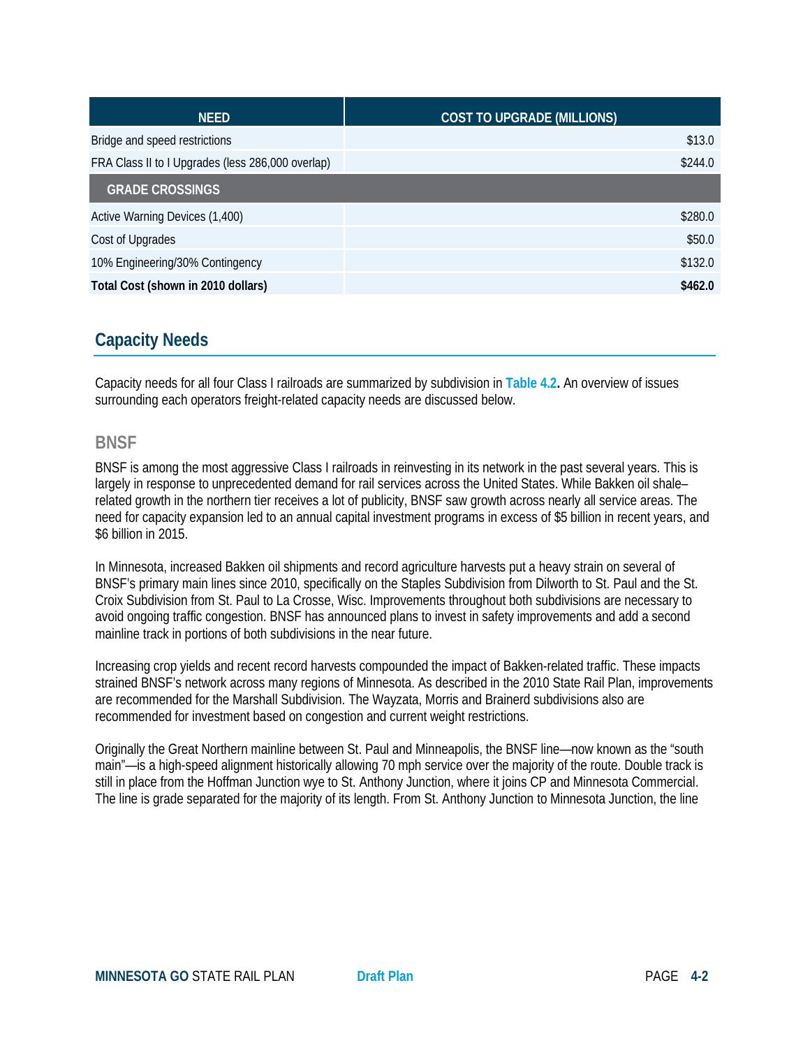| NEED | COST TO UPGRADE (MILLIONS) |
| --- | --- |
| Bridge and speed restrictions | $13.0 |
| FRA Class II to I Upgrades (less 286,000 overlap) | $244.0 |
| **GRADE CROSSINGS** | |
| Active Warning Devices (1,400) | $280.0 |
| Cost of Upgrades | $50.0 |
| 10% Engineering/30% Contingency | $132.0 |
| **Total Cost (shown in 2010 dollars)** | **$462.0** |

## Capacity Needs

Capacity needs for all four Class I railroads are summarized by subdivision in **Table 4.2.** An overview of issues surrounding each operators freight-related capacity needs are discussed below.

### BNSF

BNSF is among the most aggressive Class I railroads in reinvesting in its network in the past several years. This is largely in response to unprecedented demand for rail services across the United States. While Bakken oil shale–related growth in the northern tier receives a lot of publicity, BNSF saw growth across nearly all service areas. The need for capacity expansion led to an annual capital investment programs in excess of $5 billion in recent years, and $6 billion in 2015.

In Minnesota, increased Bakken oil shipments and record agriculture harvests put a heavy strain on several of BNSF's primary main lines since 2010, specifically on the Staples Subdivision from Dilworth to St. Paul and the St. Croix Subdivision from St. Paul to La Crosse, Wisc. Improvements throughout both subdivisions are necessary to avoid ongoing traffic congestion. BNSF has announced plans to invest in safety improvements and add a second mainline track in portions of both subdivisions in the near future.

Increasing crop yields and recent record harvests compounded the impact of Bakken-related traffic. These impacts strained BNSF's network across many regions of Minnesota. As described in the 2010 State Rail Plan, improvements are recommended for the Marshall Subdivision. The Wayzata, Morris and Brainerd subdivisions also are recommended for investment based on congestion and current weight restrictions.

Originally the Great Northern mainline between St. Paul and Minneapolis, the BNSF line—now known as the "south main"—is a high-speed alignment historically allowing 70 mph service over the majority of the route. Double track is still in place from the Hoffman Junction wye to St. Anthony Junction, where it joins CP and Minnesota Commercial. The line is grade separated for the majority of its length. From St. Anthony Junction to Minnesota Junction, the line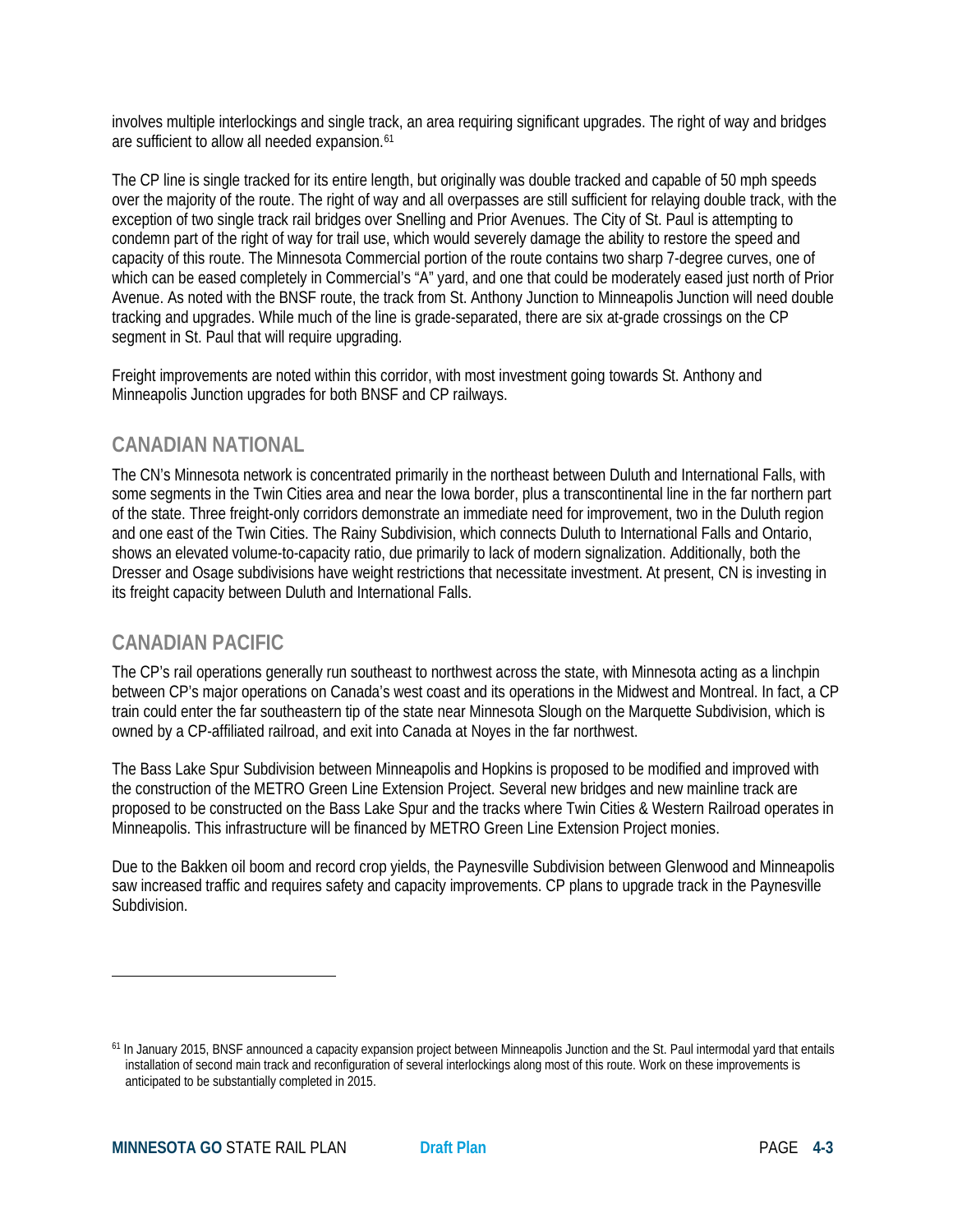involves multiple interlockings and single track, an area requiring significant upgrades. The right of way and bridges are sufficient to allow all needed expansion.[61]

The CP line is single tracked for its entire length, but originally was double tracked and capable of 50 mph speeds over the majority of the route. The right of way and all overpasses are still sufficient for relaying double track, with the exception of two single track rail bridges over Snelling and Prior Avenues. The City of St. Paul is attempting to condemn part of the right of way for trail use, which would severely damage the ability to restore the speed and capacity of this route. The Minnesota Commercial portion of the route contains two sharp 7-degree curves, one of which can be eased completely in Commercial's "A" yard, and one that could be moderately eased just north of Prior Avenue. As noted with the BNSF route, the track from St. Anthony Junction to Minneapolis Junction will need double tracking and upgrades. While much of the line is grade-separated, there are six at-grade crossings on the CP segment in St. Paul that will require upgrading.

Freight improvements are noted within this corridor, with most investment going towards St. Anthony and Minneapolis Junction upgrades for both BNSF and CP railways.

## CANADIAN NATIONAL

The CN's Minnesota network is concentrated primarily in the northeast between Duluth and International Falls, with some segments in the Twin Cities area and near the Iowa border, plus a transcontinental line in the far northern part of the state. Three freight-only corridors demonstrate an immediate need for improvement, two in the Duluth region and one east of the Twin Cities. The Rainy Subdivision, which connects Duluth to International Falls and Ontario, shows an elevated volume-to-capacity ratio, due primarily to lack of modern signalization. Additionally, both the Dresser and Osage subdivisions have weight restrictions that necessitate investment. At present, CN is investing in its freight capacity between Duluth and International Falls.

## CANADIAN PACIFIC

The CP's rail operations generally run southeast to northwest across the state, with Minnesota acting as a linchpin between CP's major operations on Canada's west coast and its operations in the Midwest and Montreal. In fact, a CP train could enter the far southeastern tip of the state near Minnesota Slough on the Marquette Subdivision, which is owned by a CP-affiliated railroad, and exit into Canada at Noyes in the far northwest.

The Bass Lake Spur Subdivision between Minneapolis and Hopkins is proposed to be modified and improved with the construction of the METRO Green Line Extension Project. Several new bridges and new mainline track are proposed to be constructed on the Bass Lake Spur and the tracks where Twin Cities & Western Railroad operates in Minneapolis. This infrastructure will be financed by METRO Green Line Extension Project monies.

Due to the Bakken oil boom and record crop yields, the Paynesville Subdivision between Glenwood and Minneapolis saw increased traffic and requires safety and capacity improvements. CP plans to upgrade track in the Paynesville Subdivision.

---

[61] In January 2015, BNSF announced a capacity expansion project between Minneapolis Junction and the St. Paul intermodal yard that entails installation of second main track and reconfiguration of several interlockings along most of this route. Work on these improvements is anticipated to be substantially completed in 2015.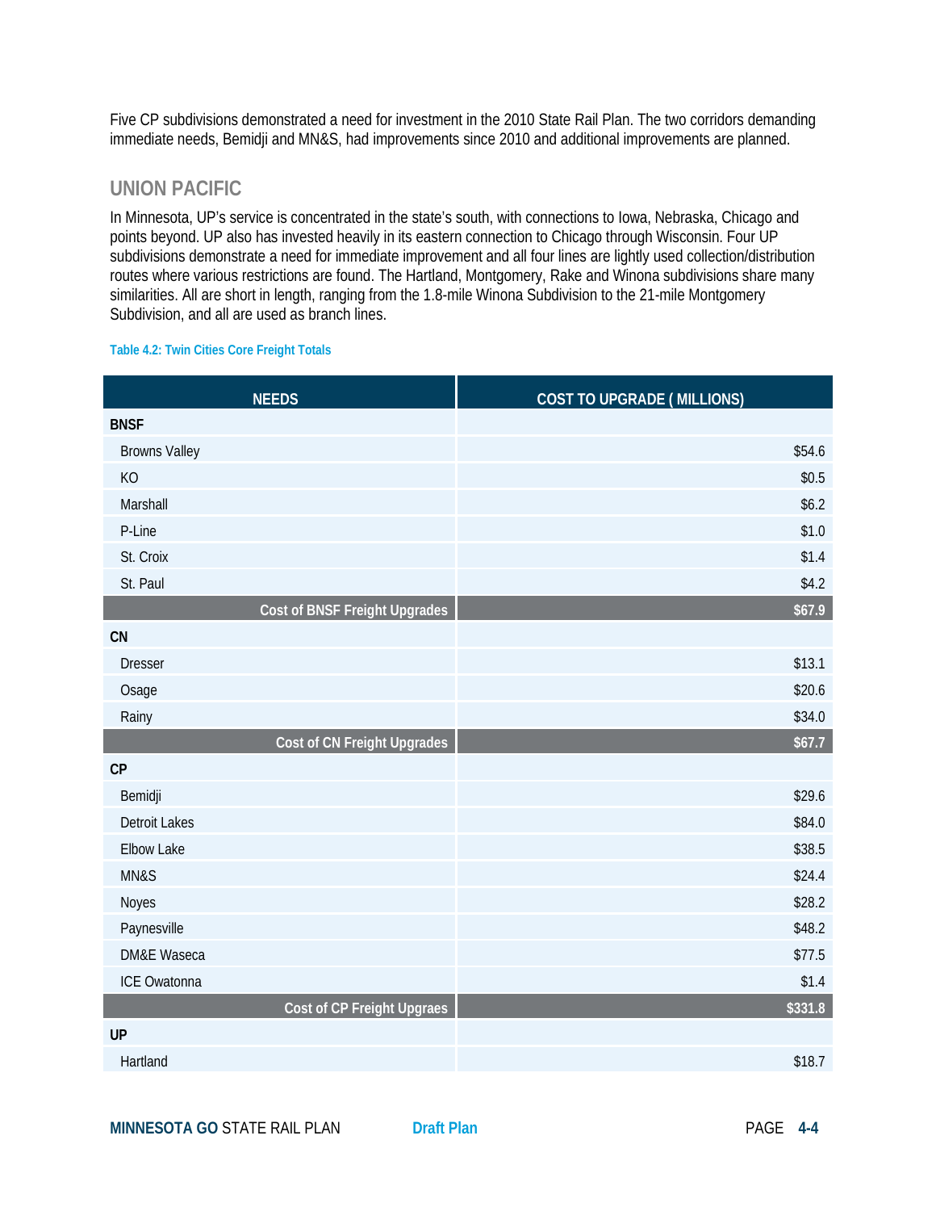Five CP subdivisions demonstrated a need for investment in the 2010 State Rail Plan. The two corridors demanding immediate needs, Bemidji and MN&S, had improvements since 2010 and additional improvements are planned.

## UNION PACIFIC

In Minnesota, UP's service is concentrated in the state's south, with connections to Iowa, Nebraska, Chicago and points beyond. UP also has invested heavily in its eastern connection to Chicago through Wisconsin. Four UP subdivisions demonstrate a need for immediate improvement and all four lines are lightly used collection/distribution routes where various restrictions are found. The Hartland, Montgomery, Rake and Winona subdivisions share many similarities. All are short in length, ranging from the 1.8-mile Winona Subdivision to the 21-mile Montgomery Subdivision, and all are used as branch lines.

**Table 4.2: Twin Cities Core Freight Totals**

| NEEDS | COST TO UPGRADE ( MILLIONS) |
|---|---|
| **BNSF** | |
| Browns Valley | $54.6 |
| KO | $0.5 |
| Marshall | $6.2 |
| P-Line | $1.0 |
| St. Croix | $1.4 |
| St. Paul | $4.2 |
| **Cost of BNSF Freight Upgrades** | **$67.9** |
| **CN** | |
| Dresser | $13.1 |
| Osage | $20.6 |
| Rainy | $34.0 |
| **Cost of CN Freight Upgrades** | **$67.7** |
| **CP** | |
| Bemidji | $29.6 |
| Detroit Lakes | $84.0 |
| Elbow Lake | $38.5 |
| MN&S | $24.4 |
| Noyes | $28.2 |
| Paynesville | $48.2 |
| DM&E Waseca | $77.5 |
| ICE Owatonna | $1.4 |
| **Cost of CP Freight Upgraes** | **$331.8** |
| **UP** | |
| Hartland | $18.7 |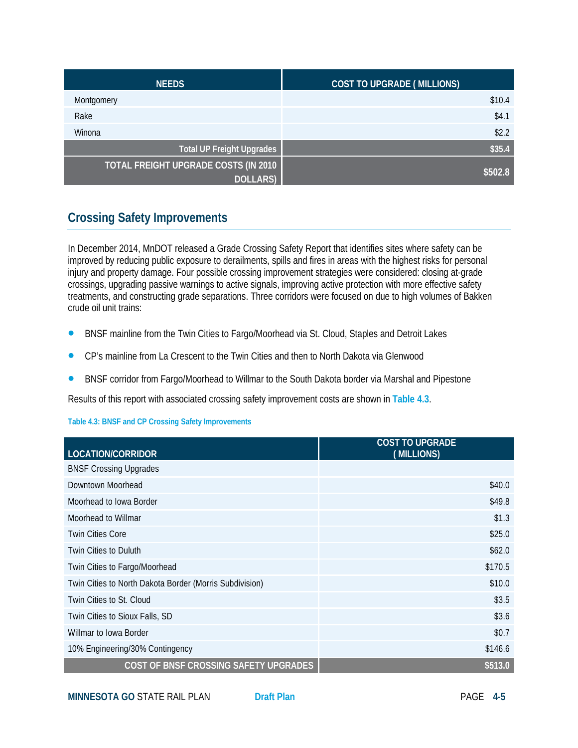| NEEDS | COST TO UPGRADE ( MILLIONS) |
|---|---|
| Montgomery | $10.4 |
| Rake | $4.1 |
| Winona | $2.2 |
| **Total UP Freight Upgrades** | **$35.4** |
| **TOTAL FREIGHT UPGRADE COSTS (IN 2010 DOLLARS)** | **$502.8** |

## Crossing Safety Improvements

In December 2014, MnDOT released a Grade Crossing Safety Report that identifies sites where safety can be improved by reducing public exposure to derailments, spills and fires in areas with the highest risks for personal injury and property damage. Four possible crossing improvement strategies were considered: closing at-grade crossings, upgrading passive warnings to active signals, improving active protection with more effective safety treatments, and constructing grade separations. Three corridors were focused on due to high volumes of Bakken crude oil unit trains:

- BNSF mainline from the Twin Cities to Fargo/Moorhead via St. Cloud, Staples and Detroit Lakes
- CP's mainline from La Crescent to the Twin Cities and then to North Dakota via Glenwood
- BNSF corridor from Fargo/Moorhead to Willmar to the South Dakota border via Marshal and Pipestone

Results of this report with associated crossing safety improvement costs are shown in **Table 4.3**.

**Table 4.3: BNSF and CP Crossing Safety Improvements**

| LOCATION/CORRIDOR | COST TO UPGRADE ( MILLIONS) |
|---|---|
| BNSF Crossing Upgrades | |
| Downtown Moorhead | $40.0 |
| Moorhead to Iowa Border | $49.8 |
| Moorhead to Willmar | $1.3 |
| Twin Cities Core | $25.0 |
| Twin Cities to Duluth | $62.0 |
| Twin Cities to Fargo/Moorhead | $170.5 |
| Twin Cities to North Dakota Border (Morris Subdivision) | $10.0 |
| Twin Cities to St. Cloud | $3.5 |
| Twin Cities to Sioux Falls, SD | $3.6 |
| Willmar to Iowa Border | $0.7 |
| 10% Engineering/30% Contingency | $146.6 |
| **COST OF BNSF CROSSING SAFETY UPGRADES** | **$513.0** |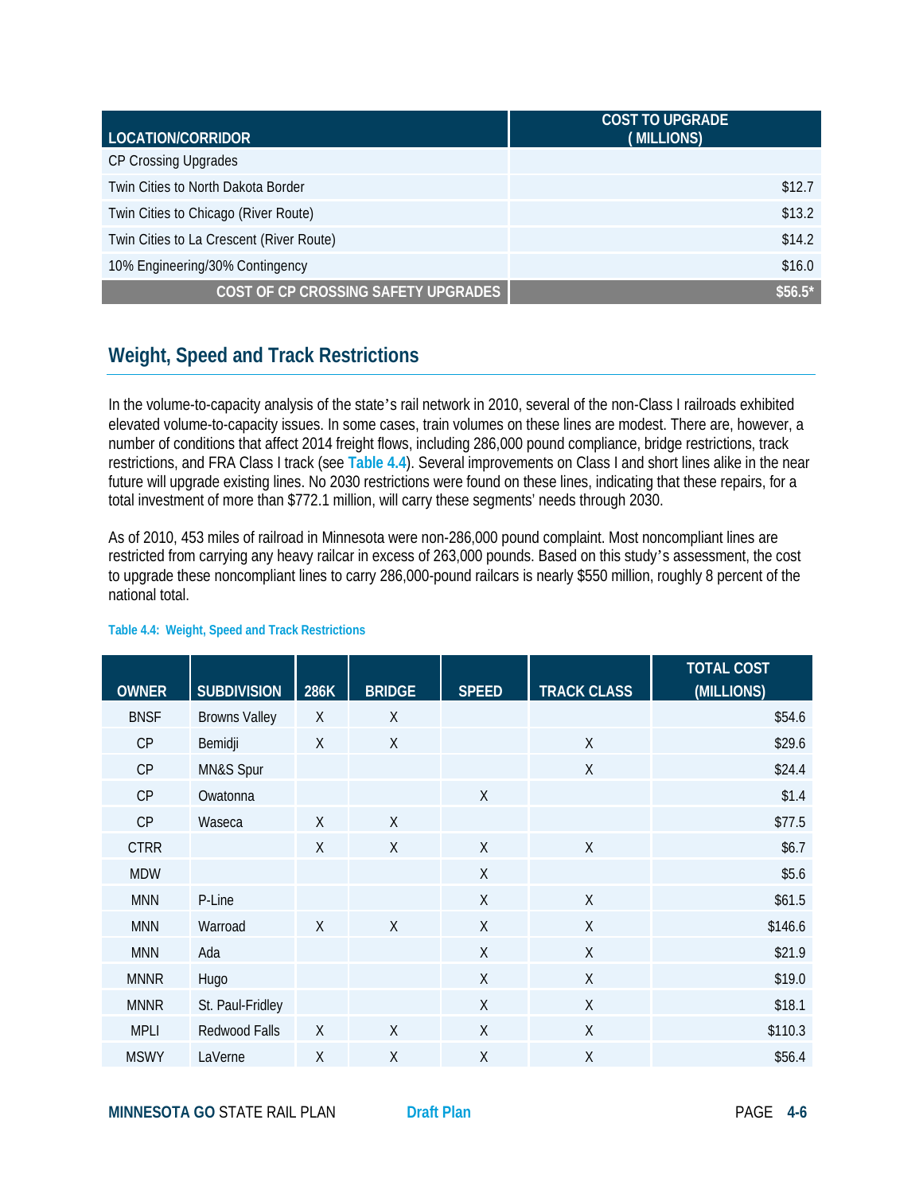| LOCATION/CORRIDOR | COST TO UPGRADE ( MILLIONS) |
|---|---|
| CP Crossing Upgrades | |
| Twin Cities to North Dakota Border | $12.7 |
| Twin Cities to Chicago (River Route) | $13.2 |
| Twin Cities to La Crescent (River Route) | $14.2 |
| 10% Engineering/30% Contingency | $16.0 |
| **COST OF CP CROSSING SAFETY UPGRADES** | **$56.5*** |

## Weight, Speed and Track Restrictions

In the volume-to-capacity analysis of the state's rail network in 2010, several of the non-Class I railroads exhibited elevated volume-to-capacity issues. In some cases, train volumes on these lines are modest. There are, however, a number of conditions that affect 2014 freight flows, including 286,000 pound compliance, bridge restrictions, track restrictions, and FRA Class I track (see **Table 4.4**). Several improvements on Class I and short lines alike in the near future will upgrade existing lines. No 2030 restrictions were found on these lines, indicating that these repairs, for a total investment of more than $772.1 million, will carry these segments' needs through 2030.

As of 2010, 453 miles of railroad in Minnesota were non-286,000 pound complaint. Most noncompliant lines are restricted from carrying any heavy railcar in excess of 263,000 pounds. Based on this study's assessment, the cost to upgrade these noncompliant lines to carry 286,000-pound railcars is nearly $550 million, roughly 8 percent of the national total.

**Table 4.4: Weight, Speed and Track Restrictions**

| OWNER | SUBDIVISION | 286K | BRIDGE | SPEED | TRACK CLASS | TOTAL COST (MILLIONS) |
|---|---|---|---|---|---|---|
| BNSF | Browns Valley | X | X | | | $54.6 |
| CP | Bemidji | X | X | | X | $29.6 |
| CP | MN&S Spur | | | | X | $24.4 |
| CP | Owatonna | | | X | | $1.4 |
| CP | Waseca | X | X | | | $77.5 |
| CTRR | | X | X | X | X | $6.7 |
| MDW | | | | X | | $5.6 |
| MNN | P-Line | | | X | X | $61.5 |
| MNN | Warroad | X | X | X | X | $146.6 |
| MNN | Ada | | | X | X | $21.9 |
| MNNR | Hugo | | | X | X | $19.0 |
| MNNR | St. Paul-Fridley | | | X | X | $18.1 |
| MPLI | Redwood Falls | X | X | X | X | $110.3 |
| MSWY | LaVerne | X | X | X | X | $56.4 |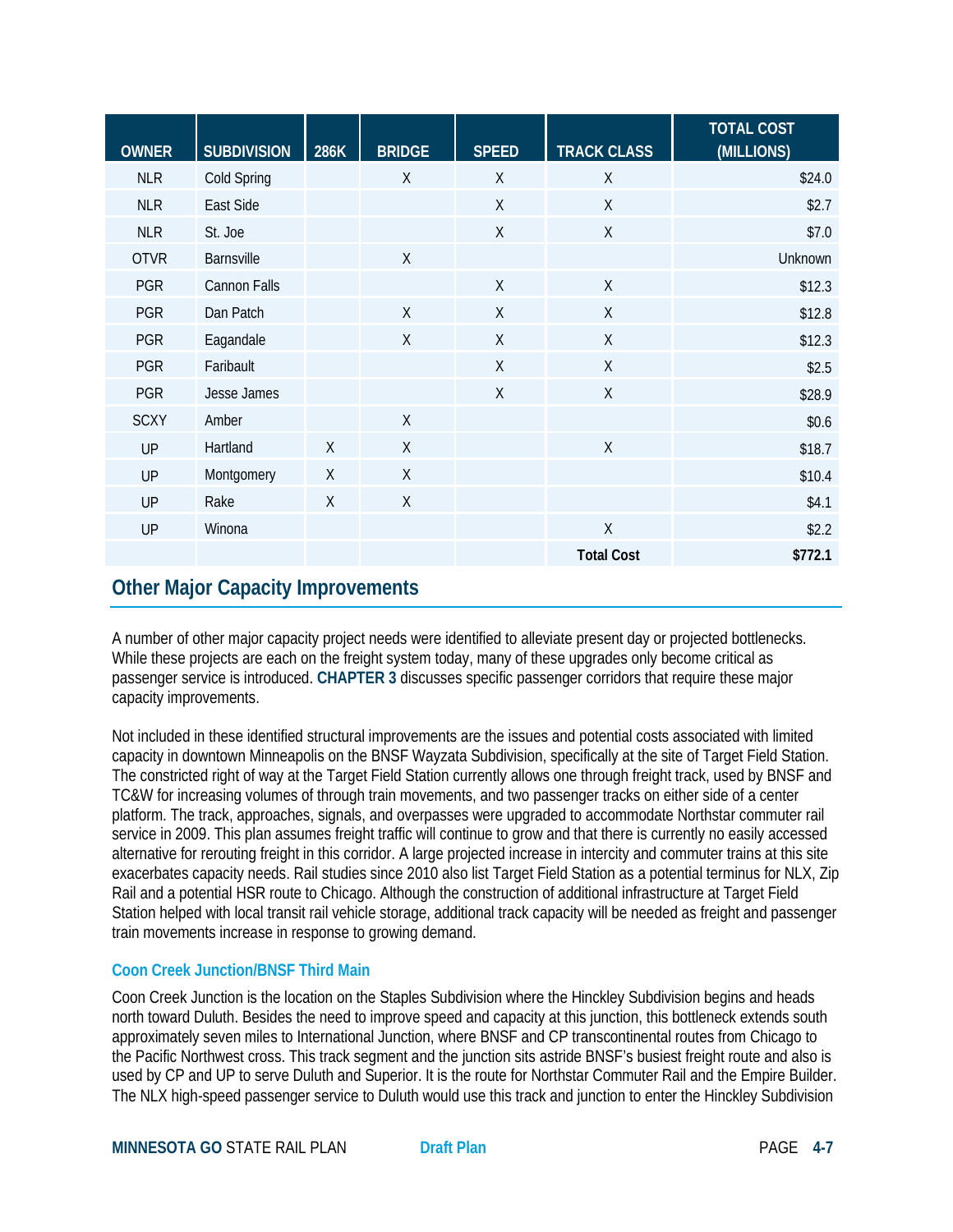| OWNER | SUBDIVISION | 286K | BRIDGE | SPEED | TRACK CLASS | TOTAL COST (MILLIONS) |
|---|---|---|---|---|---|---|
| NLR | Cold Spring | | X | X | X | $24.0 |
| NLR | East Side | | | X | X | $2.7 |
| NLR | St. Joe | | | X | X | $7.0 |
| OTVR | Barnsville | | X | | | Unknown |
| PGR | Cannon Falls | | | X | X | $12.3 |
| PGR | Dan Patch | | X | X | X | $12.8 |
| PGR | Eagandale | | X | X | X | $12.3 |
| PGR | Faribault | | | X | X | $2.5 |
| PGR | Jesse James | | | X | X | $28.9 |
| SCXY | Amber | | X | | | $0.6 |
| UP | Hartland | X | X | | X | $18.7 |
| UP | Montgomery | X | X | | | $10.4 |
| UP | Rake | X | X | | | $4.1 |
| UP | Winona | | | | X | $2.2 |
| | | | | | **Total Cost** | **$772.1** |

## Other Major Capacity Improvements

A number of other major capacity project needs were identified to alleviate present day or projected bottlenecks. While these projects are each on the freight system today, many of these upgrades only become critical as passenger service is introduced. **CHAPTER 3** discusses specific passenger corridors that require these major capacity improvements.

Not included in these identified structural improvements are the issues and potential costs associated with limited capacity in downtown Minneapolis on the BNSF Wayzata Subdivision, specifically at the site of Target Field Station. The constricted right of way at the Target Field Station currently allows one through freight track, used by BNSF and TC&W for increasing volumes of through train movements, and two passenger tracks on either side of a center platform. The track, approaches, signals, and overpasses were upgraded to accommodate Northstar commuter rail service in 2009. This plan assumes freight traffic will continue to grow and that there is currently no easily accessed alternative for rerouting freight in this corridor. A large projected increase in intercity and commuter trains at this site exacerbates capacity needs. Rail studies since 2010 also list Target Field Station as a potential terminus for NLX, Zip Rail and a potential HSR route to Chicago. Although the construction of additional infrastructure at Target Field Station helped with local transit rail vehicle storage, additional track capacity will be needed as freight and passenger train movements increase in response to growing demand.

### Coon Creek Junction/BNSF Third Main

Coon Creek Junction is the location on the Staples Subdivision where the Hinckley Subdivision begins and heads north toward Duluth. Besides the need to improve speed and capacity at this junction, this bottleneck extends south approximately seven miles to International Junction, where BNSF and CP transcontinental routes from Chicago to the Pacific Northwest cross. This track segment and the junction sits astride BNSF's busiest freight route and also is used by CP and UP to serve Duluth and Superior. It is the route for Northstar Commuter Rail and the Empire Builder. The NLX high-speed passenger service to Duluth would use this track and junction to enter the Hinckley Subdivision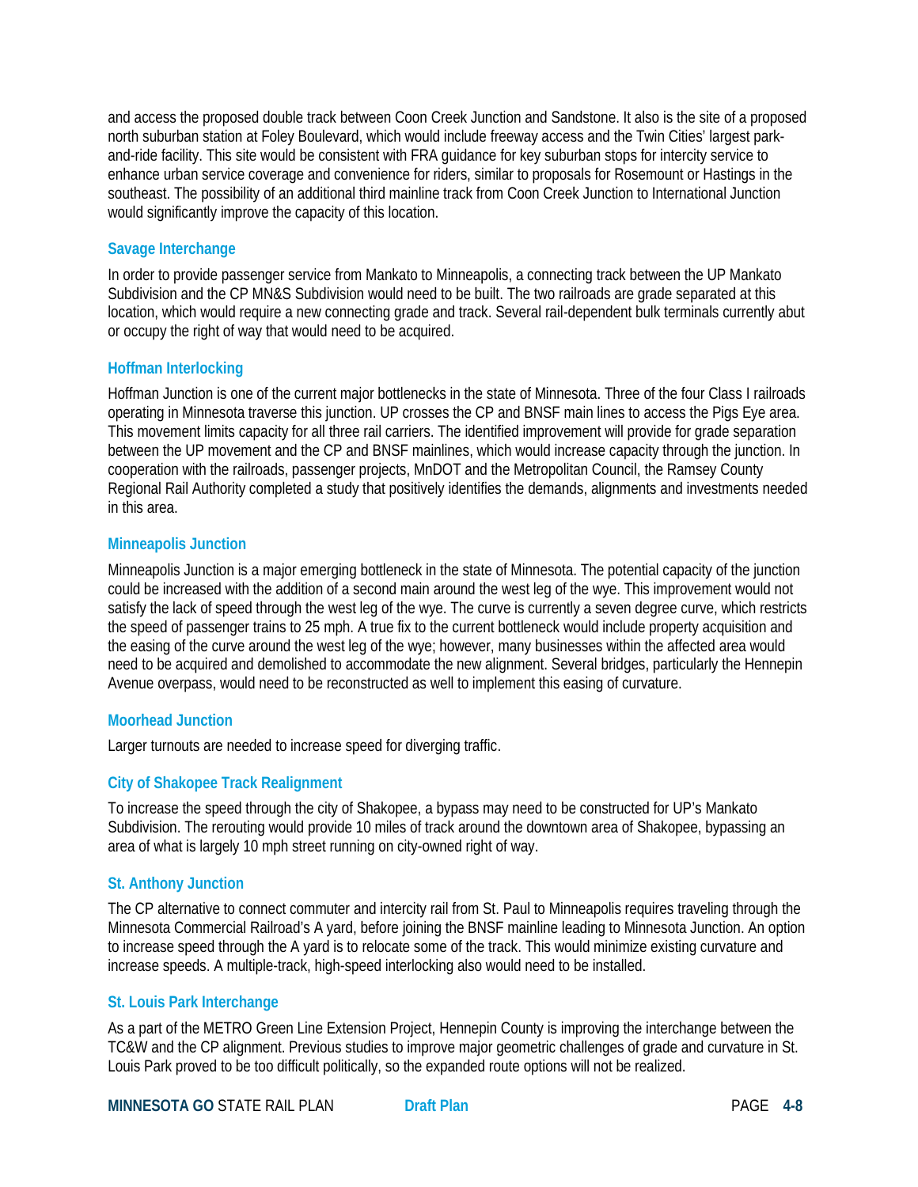and access the proposed double track between Coon Creek Junction and Sandstone. It also is the site of a proposed north suburban station at Foley Boulevard, which would include freeway access and the Twin Cities' largest park-and-ride facility. This site would be consistent with FRA guidance for key suburban stops for intercity service to enhance urban service coverage and convenience for riders, similar to proposals for Rosemount or Hastings in the southeast. The possibility of an additional third mainline track from Coon Creek Junction to International Junction would significantly improve the capacity of this location.

### Savage Interchange

In order to provide passenger service from Mankato to Minneapolis, a connecting track between the UP Mankato Subdivision and the CP MN&S Subdivision would need to be built. The two railroads are grade separated at this location, which would require a new connecting grade and track. Several rail-dependent bulk terminals currently abut or occupy the right of way that would need to be acquired.

### Hoffman Interlocking

Hoffman Junction is one of the current major bottlenecks in the state of Minnesota. Three of the four Class I railroads operating in Minnesota traverse this junction. UP crosses the CP and BNSF main lines to access the Pigs Eye area. This movement limits capacity for all three rail carriers. The identified improvement will provide for grade separation between the UP movement and the CP and BNSF mainlines, which would increase capacity through the junction. In cooperation with the railroads, passenger projects, MnDOT and the Metropolitan Council, the Ramsey County Regional Rail Authority completed a study that positively identifies the demands, alignments and investments needed in this area.

### Minneapolis Junction

Minneapolis Junction is a major emerging bottleneck in the state of Minnesota. The potential capacity of the junction could be increased with the addition of a second main around the west leg of the wye. This improvement would not satisfy the lack of speed through the west leg of the wye. The curve is currently a seven degree curve, which restricts the speed of passenger trains to 25 mph. A true fix to the current bottleneck would include property acquisition and the easing of the curve around the west leg of the wye; however, many businesses within the affected area would need to be acquired and demolished to accommodate the new alignment. Several bridges, particularly the Hennepin Avenue overpass, would need to be reconstructed as well to implement this easing of curvature.

### Moorhead Junction

Larger turnouts are needed to increase speed for diverging traffic.

### City of Shakopee Track Realignment

To increase the speed through the city of Shakopee, a bypass may need to be constructed for UP's Mankato Subdivision. The rerouting would provide 10 miles of track around the downtown area of Shakopee, bypassing an area of what is largely 10 mph street running on city-owned right of way.

### St. Anthony Junction

The CP alternative to connect commuter and intercity rail from St. Paul to Minneapolis requires traveling through the Minnesota Commercial Railroad's A yard, before joining the BNSF mainline leading to Minnesota Junction. An option to increase speed through the A yard is to relocate some of the track. This would minimize existing curvature and increase speeds. A multiple-track, high-speed interlocking also would need to be installed.

### St. Louis Park Interchange

As a part of the METRO Green Line Extension Project, Hennepin County is improving the interchange between the TC&W and the CP alignment. Previous studies to improve major geometric challenges of grade and curvature in St. Louis Park proved to be too difficult politically, so the expanded route options will not be realized.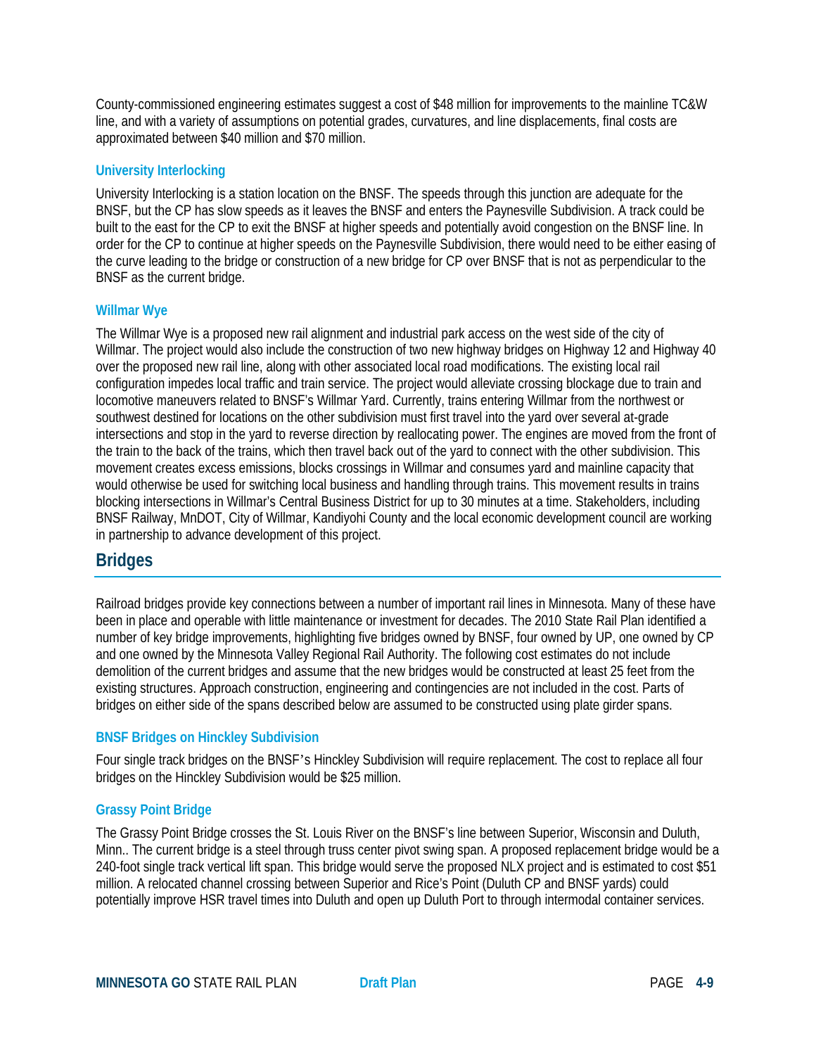County-commissioned engineering estimates suggest a cost of $48 million for improvements to the mainline TC&W line, and with a variety of assumptions on potential grades, curvatures, and line displacements, final costs are approximated between $40 million and $70 million.

### University Interlocking

University Interlocking is a station location on the BNSF. The speeds through this junction are adequate for the BNSF, but the CP has slow speeds as it leaves the BNSF and enters the Paynesville Subdivision. A track could be built to the east for the CP to exit the BNSF at higher speeds and potentially avoid congestion on the BNSF line. In order for the CP to continue at higher speeds on the Paynesville Subdivision, there would need to be either easing of the curve leading to the bridge or construction of a new bridge for CP over BNSF that is not as perpendicular to the BNSF as the current bridge.

### Willmar Wye

The Willmar Wye is a proposed new rail alignment and industrial park access on the west side of the city of Willmar. The project would also include the construction of two new highway bridges on Highway 12 and Highway 40 over the proposed new rail line, along with other associated local road modifications. The existing local rail configuration impedes local traffic and train service. The project would alleviate crossing blockage due to train and locomotive maneuvers related to BNSF's Willmar Yard. Currently, trains entering Willmar from the northwest or southwest destined for locations on the other subdivision must first travel into the yard over several at-grade intersections and stop in the yard to reverse direction by reallocating power. The engines are moved from the front of the train to the back of the trains, which then travel back out of the yard to connect with the other subdivision. This movement creates excess emissions, blocks crossings in Willmar and consumes yard and mainline capacity that would otherwise be used for switching local business and handling through trains. This movement results in trains blocking intersections in Willmar's Central Business District for up to 30 minutes at a time. Stakeholders, including BNSF Railway, MnDOT, City of Willmar, Kandiyohi County and the local economic development council are working in partnership to advance development of this project.

## Bridges

Railroad bridges provide key connections between a number of important rail lines in Minnesota. Many of these have been in place and operable with little maintenance or investment for decades. The 2010 State Rail Plan identified a number of key bridge improvements, highlighting five bridges owned by BNSF, four owned by UP, one owned by CP and one owned by the Minnesota Valley Regional Rail Authority. The following cost estimates do not include demolition of the current bridges and assume that the new bridges would be constructed at least 25 feet from the existing structures. Approach construction, engineering and contingencies are not included in the cost. Parts of bridges on either side of the spans described below are assumed to be constructed using plate girder spans.

### BNSF Bridges on Hinckley Subdivision

Four single track bridges on the BNSF's Hinckley Subdivision will require replacement. The cost to replace all four bridges on the Hinckley Subdivision would be $25 million.

### Grassy Point Bridge

The Grassy Point Bridge crosses the St. Louis River on the BNSF's line between Superior, Wisconsin and Duluth, Minn.. The current bridge is a steel through truss center pivot swing span. A proposed replacement bridge would be a 240-foot single track vertical lift span. This bridge would serve the proposed NLX project and is estimated to cost $51 million. A relocated channel crossing between Superior and Rice's Point (Duluth CP and BNSF yards) could potentially improve HSR travel times into Duluth and open up Duluth Port to through intermodal container services.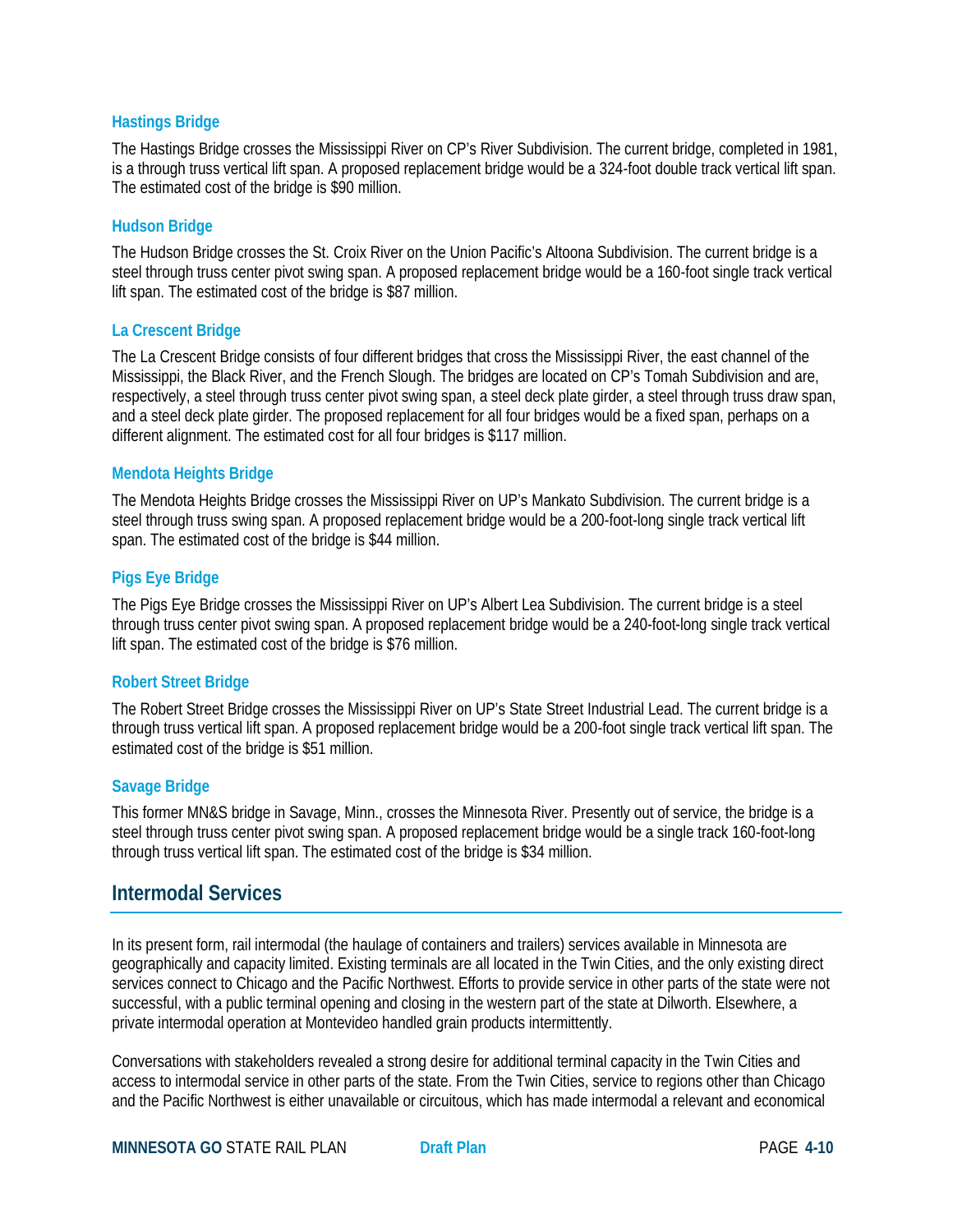### Hastings Bridge

The Hastings Bridge crosses the Mississippi River on CP's River Subdivision. The current bridge, completed in 1981, is a through truss vertical lift span. A proposed replacement bridge would be a 324-foot double track vertical lift span. The estimated cost of the bridge is $90 million.

### Hudson Bridge

The Hudson Bridge crosses the St. Croix River on the Union Pacific's Altoona Subdivision. The current bridge is a steel through truss center pivot swing span. A proposed replacement bridge would be a 160-foot single track vertical lift span. The estimated cost of the bridge is $87 million.

### La Crescent Bridge

The La Crescent Bridge consists of four different bridges that cross the Mississippi River, the east channel of the Mississippi, the Black River, and the French Slough. The bridges are located on CP's Tomah Subdivision and are, respectively, a steel through truss center pivot swing span, a steel deck plate girder, a steel through truss draw span, and a steel deck plate girder. The proposed replacement for all four bridges would be a fixed span, perhaps on a different alignment. The estimated cost for all four bridges is $117 million.

### Mendota Heights Bridge

The Mendota Heights Bridge crosses the Mississippi River on UP's Mankato Subdivision. The current bridge is a steel through truss swing span. A proposed replacement bridge would be a 200-foot-long single track vertical lift span. The estimated cost of the bridge is $44 million.

### Pigs Eye Bridge

The Pigs Eye Bridge crosses the Mississippi River on UP's Albert Lea Subdivision. The current bridge is a steel through truss center pivot swing span. A proposed replacement bridge would be a 240-foot-long single track vertical lift span. The estimated cost of the bridge is $76 million.

### Robert Street Bridge

The Robert Street Bridge crosses the Mississippi River on UP's State Street Industrial Lead. The current bridge is a through truss vertical lift span. A proposed replacement bridge would be a 200-foot single track vertical lift span. The estimated cost of the bridge is $51 million.

### Savage Bridge

This former MN&S bridge in Savage, Minn., crosses the Minnesota River. Presently out of service, the bridge is a steel through truss center pivot swing span. A proposed replacement bridge would be a single track 160-foot-long through truss vertical lift span. The estimated cost of the bridge is $34 million.

## Intermodal Services

In its present form, rail intermodal (the haulage of containers and trailers) services available in Minnesota are geographically and capacity limited. Existing terminals are all located in the Twin Cities, and the only existing direct services connect to Chicago and the Pacific Northwest. Efforts to provide service in other parts of the state were not successful, with a public terminal opening and closing in the western part of the state at Dilworth. Elsewhere, a private intermodal operation at Montevideo handled grain products intermittently.

Conversations with stakeholders revealed a strong desire for additional terminal capacity in the Twin Cities and access to intermodal service in other parts of the state. From the Twin Cities, service to regions other than Chicago and the Pacific Northwest is either unavailable or circuitous, which has made intermodal a relevant and economical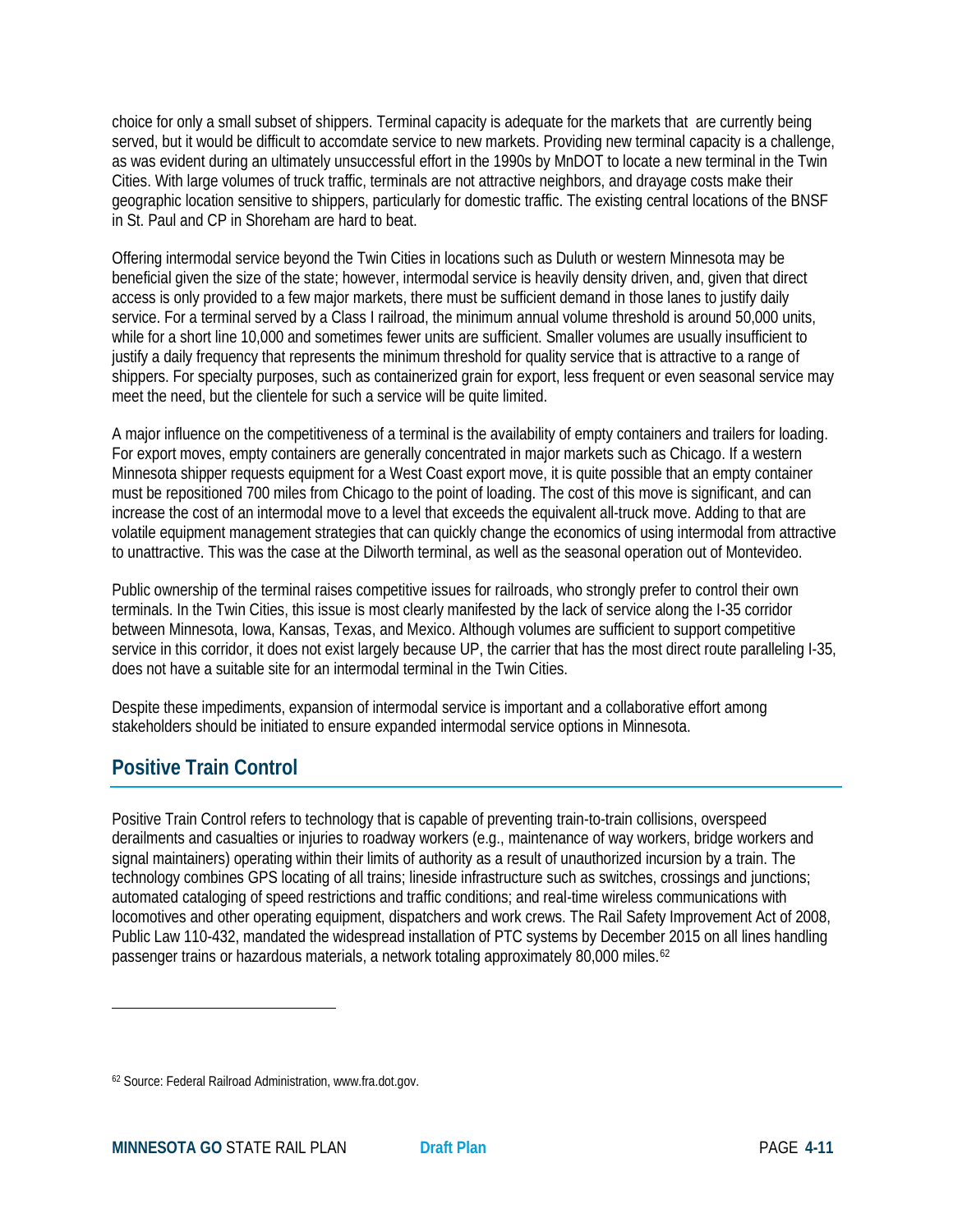choice for only a small subset of shippers. Terminal capacity is adequate for the markets that are currently being served, but it would be difficult to accomdate service to new markets. Providing new terminal capacity is a challenge, as was evident during an ultimately unsuccessful effort in the 1990s by MnDOT to locate a new terminal in the Twin Cities. With large volumes of truck traffic, terminals are not attractive neighbors, and drayage costs make their geographic location sensitive to shippers, particularly for domestic traffic. The existing central locations of the BNSF in St. Paul and CP in Shoreham are hard to beat.

Offering intermodal service beyond the Twin Cities in locations such as Duluth or western Minnesota may be beneficial given the size of the state; however, intermodal service is heavily density driven, and, given that direct access is only provided to a few major markets, there must be sufficient demand in those lanes to justify daily service. For a terminal served by a Class I railroad, the minimum annual volume threshold is around 50,000 units, while for a short line 10,000 and sometimes fewer units are sufficient. Smaller volumes are usually insufficient to justify a daily frequency that represents the minimum threshold for quality service that is attractive to a range of shippers. For specialty purposes, such as containerized grain for export, less frequent or even seasonal service may meet the need, but the clientele for such a service will be quite limited.

A major influence on the competitiveness of a terminal is the availability of empty containers and trailers for loading. For export moves, empty containers are generally concentrated in major markets such as Chicago. If a western Minnesota shipper requests equipment for a West Coast export move, it is quite possible that an empty container must be repositioned 700 miles from Chicago to the point of loading. The cost of this move is significant, and can increase the cost of an intermodal move to a level that exceeds the equivalent all-truck move. Adding to that are volatile equipment management strategies that can quickly change the economics of using intermodal from attractive to unattractive. This was the case at the Dilworth terminal, as well as the seasonal operation out of Montevideo.

Public ownership of the terminal raises competitive issues for railroads, who strongly prefer to control their own terminals. In the Twin Cities, this issue is most clearly manifested by the lack of service along the I-35 corridor between Minnesota, Iowa, Kansas, Texas, and Mexico. Although volumes are sufficient to support competitive service in this corridor, it does not exist largely because UP, the carrier that has the most direct route paralleling I-35, does not have a suitable site for an intermodal terminal in the Twin Cities.

Despite these impediments, expansion of intermodal service is important and a collaborative effort among stakeholders should be initiated to ensure expanded intermodal service options in Minnesota.

## Positive Train Control

Positive Train Control refers to technology that is capable of preventing train-to-train collisions, overspeed derailments and casualties or injuries to roadway workers (e.g., maintenance of way workers, bridge workers and signal maintainers) operating within their limits of authority as a result of unauthorized incursion by a train. The technology combines GPS locating of all trains; lineside infrastructure such as switches, crossings and junctions; automated cataloging of speed restrictions and traffic conditions; and real-time wireless communications with locomotives and other operating equipment, dispatchers and work crews. The Rail Safety Improvement Act of 2008, Public Law 110-432, mandated the widespread installation of PTC systems by December 2015 on all lines handling passenger trains or hazardous materials, a network totaling approximately 80,000 miles.[62]

[62] Source: Federal Railroad Administration, www.fra.dot.gov.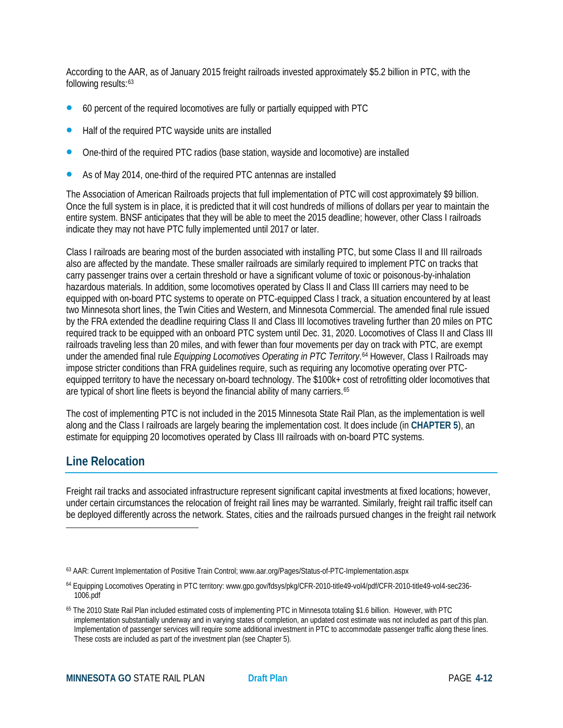According to the AAR, as of January 2015 freight railroads invested approximately $5.2 billion in PTC, with the following results:[63]

- 60 percent of the required locomotives are fully or partially equipped with PTC
- Half of the required PTC wayside units are installed
- One-third of the required PTC radios (base station, wayside and locomotive) are installed
- As of May 2014, one-third of the required PTC antennas are installed

The Association of American Railroads projects that full implementation of PTC will cost approximately $9 billion. Once the full system is in place, it is predicted that it will cost hundreds of millions of dollars per year to maintain the entire system. BNSF anticipates that they will be able to meet the 2015 deadline; however, other Class I railroads indicate they may not have PTC fully implemented until 2017 or later.

Class I railroads are bearing most of the burden associated with installing PTC, but some Class II and III railroads also are affected by the mandate. These smaller railroads are similarly required to implement PTC on tracks that carry passenger trains over a certain threshold or have a significant volume of toxic or poisonous-by-inhalation hazardous materials. In addition, some locomotives operated by Class II and Class III carriers may need to be equipped with on-board PTC systems to operate on PTC-equipped Class I track, a situation encountered by at least two Minnesota short lines, the Twin Cities and Western, and Minnesota Commercial. The amended final rule issued by the FRA extended the deadline requiring Class II and Class III locomotives traveling further than 20 miles on PTC required track to be equipped with an onboard PTC system until Dec. 31, 2020. Locomotives of Class II and Class III railroads traveling less than 20 miles, and with fewer than four movements per day on track with PTC, are exempt under the amended final rule *Equipping Locomotives Operating in PTC Territory*.[64] However, Class I Railroads may impose stricter conditions than FRA guidelines require, such as requiring any locomotive operating over PTC-equipped territory to have the necessary on-board technology. The $100k+ cost of retrofitting older locomotives that are typical of short line fleets is beyond the financial ability of many carriers.[65]

The cost of implementing PTC is not included in the 2015 Minnesota State Rail Plan, as the implementation is well along and the Class I railroads are largely bearing the implementation cost. It does include (in **CHAPTER 5**), an estimate for equipping 20 locomotives operated by Class III railroads with on-board PTC systems.

## Line Relocation

Freight rail tracks and associated infrastructure represent significant capital investments at fixed locations; however, under certain circumstances the relocation of freight rail lines may be warranted. Similarly, freight rail traffic itself can be deployed differently across the network. States, cities and the railroads pursued changes in the freight rail network

---

[63] AAR: Current Implementation of Positive Train Control; www.aar.org/Pages/Status-of-PTC-Implementation.aspx

[64] Equipping Locomotives Operating in PTC territory: www.gpo.gov/fdsys/pkg/CFR-2010-title49-vol4/pdf/CFR-2010-title49-vol4-sec236-1006.pdf

[65] The 2010 State Rail Plan included estimated costs of implementing PTC in Minnesota totaling $1.6 billion. However, with PTC implementation substantially underway and in varying states of completion, an updated cost estimate was not included as part of this plan. Implementation of passenger services will require some additional investment in PTC to accommodate passenger traffic along these lines. These costs are included as part of the investment plan (see Chapter 5).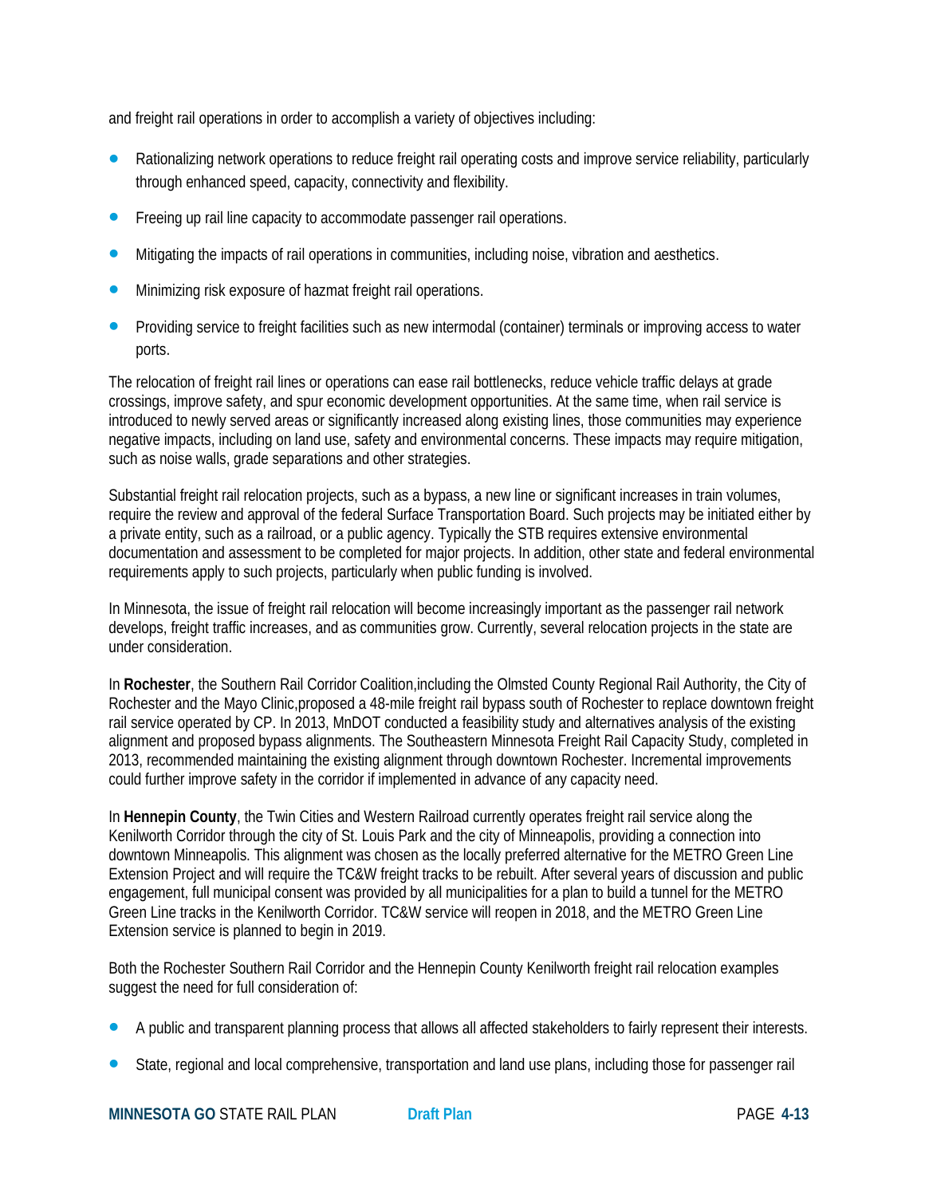and freight rail operations in order to accomplish a variety of objectives including:

- Rationalizing network operations to reduce freight rail operating costs and improve service reliability, particularly through enhanced speed, capacity, connectivity and flexibility.
- Freeing up rail line capacity to accommodate passenger rail operations.
- Mitigating the impacts of rail operations in communities, including noise, vibration and aesthetics.
- Minimizing risk exposure of hazmat freight rail operations.
- Providing service to freight facilities such as new intermodal (container) terminals or improving access to water ports.

The relocation of freight rail lines or operations can ease rail bottlenecks, reduce vehicle traffic delays at grade crossings, improve safety, and spur economic development opportunities. At the same time, when rail service is introduced to newly served areas or significantly increased along existing lines, those communities may experience negative impacts, including on land use, safety and environmental concerns. These impacts may require mitigation, such as noise walls, grade separations and other strategies.

Substantial freight rail relocation projects, such as a bypass, a new line or significant increases in train volumes, require the review and approval of the federal Surface Transportation Board. Such projects may be initiated either by a private entity, such as a railroad, or a public agency. Typically the STB requires extensive environmental documentation and assessment to be completed for major projects. In addition, other state and federal environmental requirements apply to such projects, particularly when public funding is involved.

In Minnesota, the issue of freight rail relocation will become increasingly important as the passenger rail network develops, freight traffic increases, and as communities grow. Currently, several relocation projects in the state are under consideration.

In **Rochester**, the Southern Rail Corridor Coalition,including the Olmsted County Regional Rail Authority, the City of Rochester and the Mayo Clinic,proposed a 48-mile freight rail bypass south of Rochester to replace downtown freight rail service operated by CP. In 2013, MnDOT conducted a feasibility study and alternatives analysis of the existing alignment and proposed bypass alignments. The Southeastern Minnesota Freight Rail Capacity Study, completed in 2013, recommended maintaining the existing alignment through downtown Rochester. Incremental improvements could further improve safety in the corridor if implemented in advance of any capacity need.

In **Hennepin County**, the Twin Cities and Western Railroad currently operates freight rail service along the Kenilworth Corridor through the city of St. Louis Park and the city of Minneapolis, providing a connection into downtown Minneapolis. This alignment was chosen as the locally preferred alternative for the METRO Green Line Extension Project and will require the TC&W freight tracks to be rebuilt. After several years of discussion and public engagement, full municipal consent was provided by all municipalities for a plan to build a tunnel for the METRO Green Line tracks in the Kenilworth Corridor. TC&W service will reopen in 2018, and the METRO Green Line Extension service is planned to begin in 2019.

Both the Rochester Southern Rail Corridor and the Hennepin County Kenilworth freight rail relocation examples suggest the need for full consideration of:

- A public and transparent planning process that allows all affected stakeholders to fairly represent their interests.
- State, regional and local comprehensive, transportation and land use plans, including those for passenger rail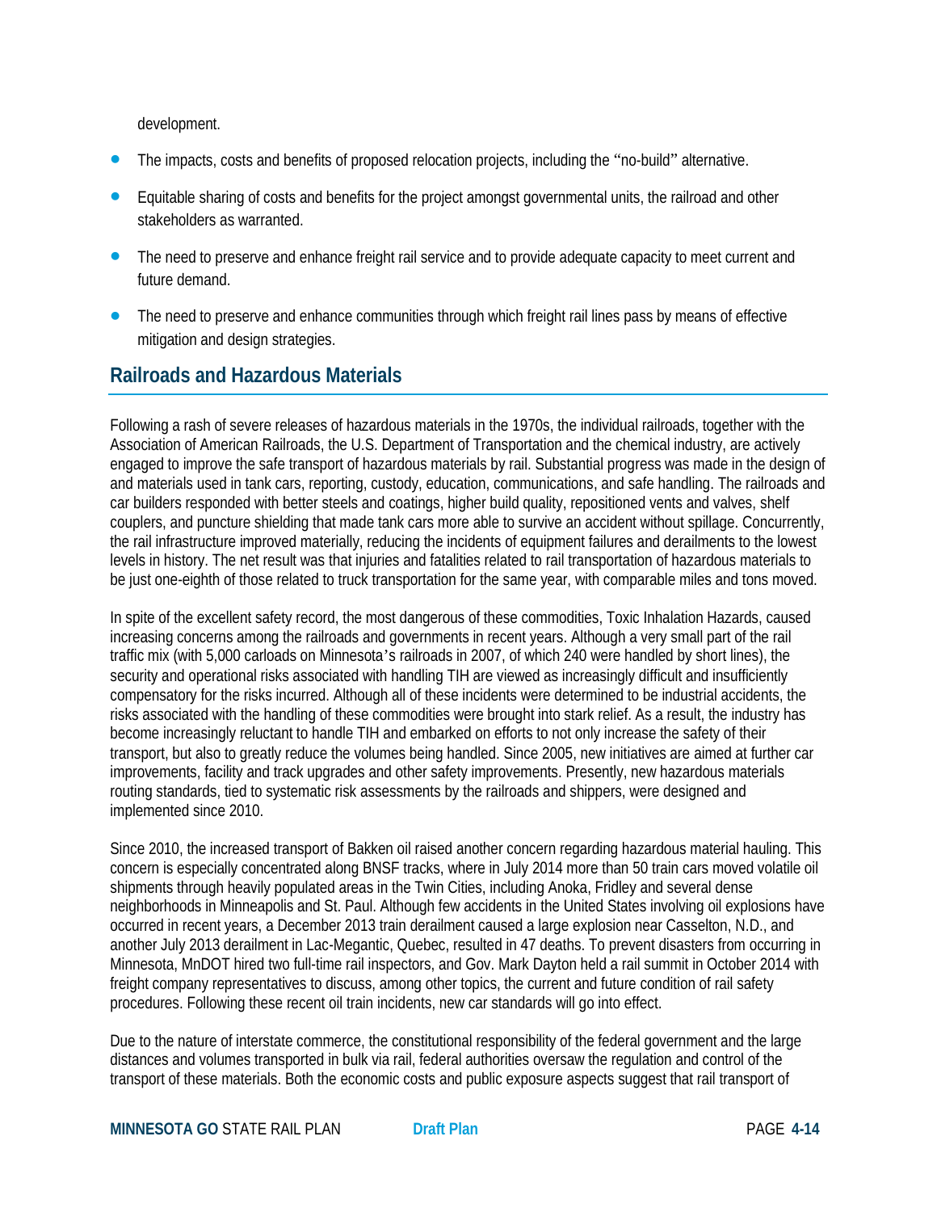development.

- The impacts, costs and benefits of proposed relocation projects, including the "no-build" alternative.
- Equitable sharing of costs and benefits for the project amongst governmental units, the railroad and other stakeholders as warranted.
- The need to preserve and enhance freight rail service and to provide adequate capacity to meet current and future demand.
- The need to preserve and enhance communities through which freight rail lines pass by means of effective mitigation and design strategies.

## Railroads and Hazardous Materials

Following a rash of severe releases of hazardous materials in the 1970s, the individual railroads, together with the Association of American Railroads, the U.S. Department of Transportation and the chemical industry, are actively engaged to improve the safe transport of hazardous materials by rail. Substantial progress was made in the design of and materials used in tank cars, reporting, custody, education, communications, and safe handling. The railroads and car builders responded with better steels and coatings, higher build quality, repositioned vents and valves, shelf couplers, and puncture shielding that made tank cars more able to survive an accident without spillage. Concurrently, the rail infrastructure improved materially, reducing the incidents of equipment failures and derailments to the lowest levels in history. The net result was that injuries and fatalities related to rail transportation of hazardous materials to be just one-eighth of those related to truck transportation for the same year, with comparable miles and tons moved.

In spite of the excellent safety record, the most dangerous of these commodities, Toxic Inhalation Hazards, caused increasing concerns among the railroads and governments in recent years. Although a very small part of the rail traffic mix (with 5,000 carloads on Minnesota's railroads in 2007, of which 240 were handled by short lines), the security and operational risks associated with handling TIH are viewed as increasingly difficult and insufficiently compensatory for the risks incurred. Although all of these incidents were determined to be industrial accidents, the risks associated with the handling of these commodities were brought into stark relief. As a result, the industry has become increasingly reluctant to handle TIH and embarked on efforts to not only increase the safety of their transport, but also to greatly reduce the volumes being handled. Since 2005, new initiatives are aimed at further car improvements, facility and track upgrades and other safety improvements. Presently, new hazardous materials routing standards, tied to systematic risk assessments by the railroads and shippers, were designed and implemented since 2010.

Since 2010, the increased transport of Bakken oil raised another concern regarding hazardous material hauling. This concern is especially concentrated along BNSF tracks, where in July 2014 more than 50 train cars moved volatile oil shipments through heavily populated areas in the Twin Cities, including Anoka, Fridley and several dense neighborhoods in Minneapolis and St. Paul. Although few accidents in the United States involving oil explosions have occurred in recent years, a December 2013 train derailment caused a large explosion near Casselton, N.D., and another July 2013 derailment in Lac-Megantic, Quebec, resulted in 47 deaths. To prevent disasters from occurring in Minnesota, MnDOT hired two full-time rail inspectors, and Gov. Mark Dayton held a rail summit in October 2014 with freight company representatives to discuss, among other topics, the current and future condition of rail safety procedures. Following these recent oil train incidents, new car standards will go into effect.

Due to the nature of interstate commerce, the constitutional responsibility of the federal government and the large distances and volumes transported in bulk via rail, federal authorities oversaw the regulation and control of the transport of these materials. Both the economic costs and public exposure aspects suggest that rail transport of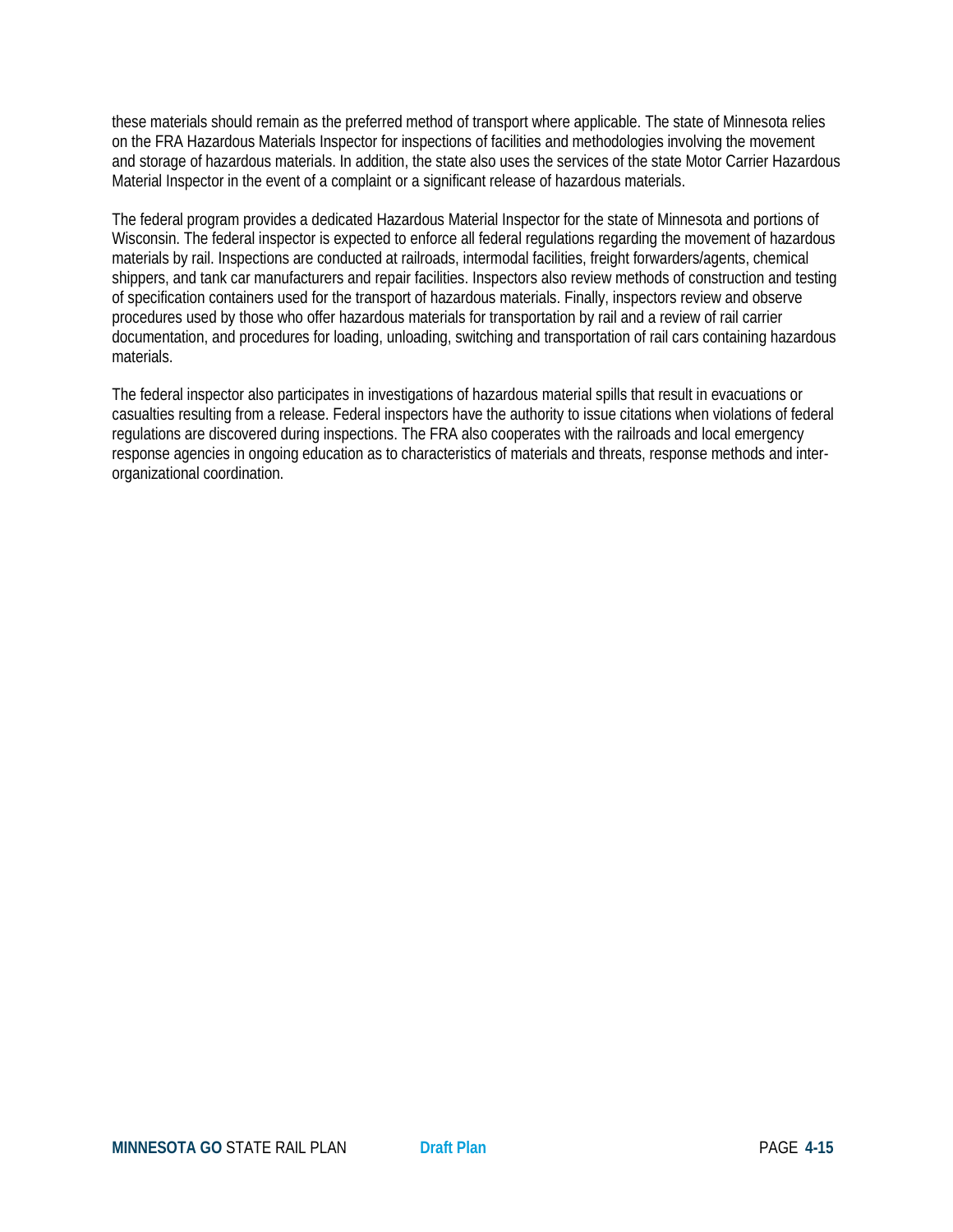these materials should remain as the preferred method of transport where applicable. The state of Minnesota relies on the FRA Hazardous Materials Inspector for inspections of facilities and methodologies involving the movement and storage of hazardous materials. In addition, the state also uses the services of the state Motor Carrier Hazardous Material Inspector in the event of a complaint or a significant release of hazardous materials.

The federal program provides a dedicated Hazardous Material Inspector for the state of Minnesota and portions of Wisconsin. The federal inspector is expected to enforce all federal regulations regarding the movement of hazardous materials by rail. Inspections are conducted at railroads, intermodal facilities, freight forwarders/agents, chemical shippers, and tank car manufacturers and repair facilities. Inspectors also review methods of construction and testing of specification containers used for the transport of hazardous materials. Finally, inspectors review and observe procedures used by those who offer hazardous materials for transportation by rail and a review of rail carrier documentation, and procedures for loading, unloading, switching and transportation of rail cars containing hazardous materials.

The federal inspector also participates in investigations of hazardous material spills that result in evacuations or casualties resulting from a release. Federal inspectors have the authority to issue citations when violations of federal regulations are discovered during inspections. The FRA also cooperates with the railroads and local emergency response agencies in ongoing education as to characteristics of materials and threats, response methods and inter-organizational coordination.